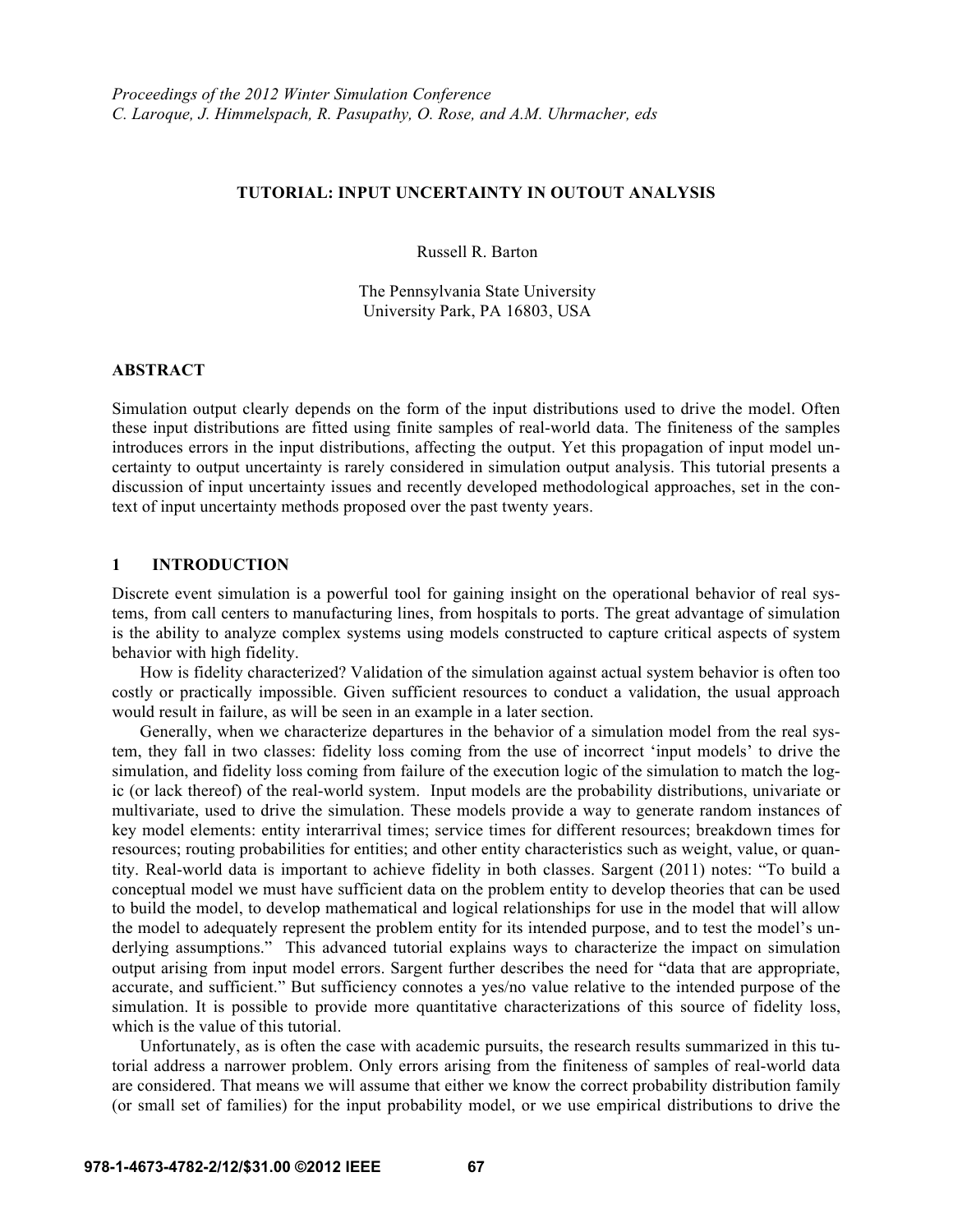*Proceedings of the 2012 Winter Simulation Conference*
*C. Laroque, J. Himmelspach, R. Pasupathy, O. Rose, and A.M. Uhrmacher, eds*

# TUTORIAL: INPUT UNCERTAINTY IN OUTOUT ANALYSIS

Russell R. Barton

The Pennsylvania State University
University Park, PA 16803, USA

## ABSTRACT

Simulation output clearly depends on the form of the input distributions used to drive the model. Often these input distributions are fitted using finite samples of real-world data. The finiteness of the samples introduces errors in the input distributions, affecting the output. Yet this propagation of input model uncertainty to output uncertainty is rarely considered in simulation output analysis. This tutorial presents a discussion of input uncertainty issues and recently developed methodological approaches, set in the context of input uncertainty methods proposed over the past twenty years.

## 1 INTRODUCTION

Discrete event simulation is a powerful tool for gaining insight on the operational behavior of real systems, from call centers to manufacturing lines, from hospitals to ports. The great advantage of simulation is the ability to analyze complex systems using models constructed to capture critical aspects of system behavior with high fidelity.

How is fidelity characterized? Validation of the simulation against actual system behavior is often too costly or practically impossible. Given sufficient resources to conduct a validation, the usual approach would result in failure, as will be seen in an example in a later section.

Generally, when we characterize departures in the behavior of a simulation model from the real system, they fall in two classes: fidelity loss coming from the use of incorrect 'input models' to drive the simulation, and fidelity loss coming from failure of the execution logic of the simulation to match the logic (or lack thereof) of the real-world system. Input models are the probability distributions, univariate or multivariate, used to drive the simulation. These models provide a way to generate random instances of key model elements: entity interarrival times; service times for different resources; breakdown times for resources; routing probabilities for entities; and other entity characteristics such as weight, value, or quantity. Real-world data is important to achieve fidelity in both classes. Sargent (2011) notes: "To build a conceptual model we must have sufficient data on the problem entity to develop theories that can be used to build the model, to develop mathematical and logical relationships for use in the model that will allow the model to adequately represent the problem entity for its intended purpose, and to test the model's underlying assumptions." This advanced tutorial explains ways to characterize the impact on simulation output arising from input model errors. Sargent further describes the need for "data that are appropriate, accurate, and sufficient." But sufficiency connotes a yes/no value relative to the intended purpose of the simulation. It is possible to provide more quantitative characterizations of this source of fidelity loss, which is the value of this tutorial.

Unfortunately, as is often the case with academic pursuits, the research results summarized in this tutorial address a narrower problem. Only errors arising from the finiteness of samples of real-world data are considered. That means we will assume that either we know the correct probability distribution family (or small set of families) for the input probability model, or we use empirical distributions to drive the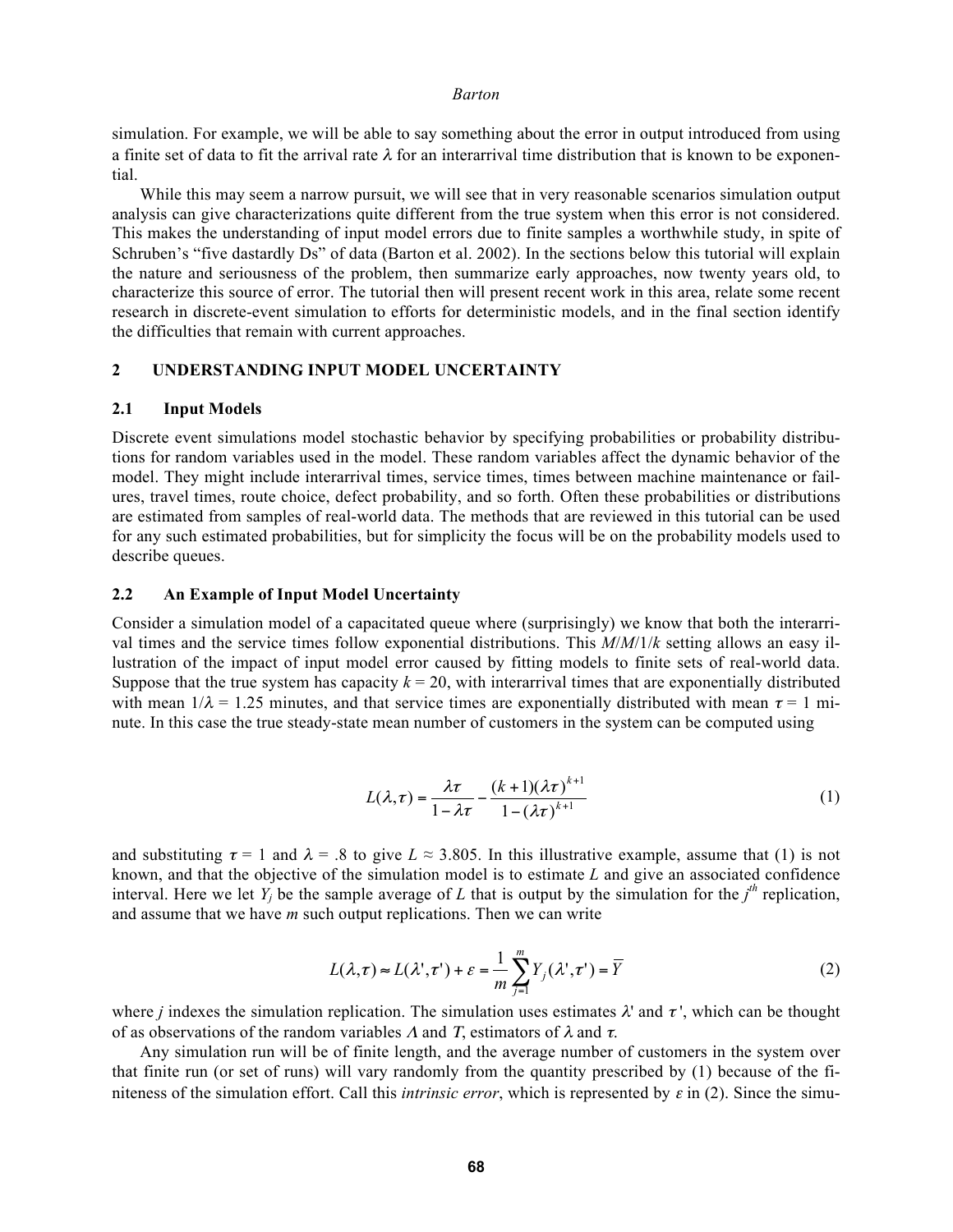simulation. For example, we will be able to say something about the error in output introduced from using a finite set of data to fit the arrival rate $\lambda$ for an interarrival time distribution that is known to be exponential.

While this may seem a narrow pursuit, we will see that in very reasonable scenarios simulation output analysis can give characterizations quite different from the true system when this error is not considered. This makes the understanding of input model errors due to finite samples a worthwhile study, in spite of Schruben's "five dastardly Ds" of data (Barton et al. 2002). In the sections below this tutorial will explain the nature and seriousness of the problem, then summarize early approaches, now twenty years old, to characterize this source of error. The tutorial then will present recent work in this area, relate some recent research in discrete-event simulation to efforts for deterministic models, and in the final section identify the difficulties that remain with current approaches.

## 2 UNDERSTANDING INPUT MODEL UNCERTAINTY

### 2.1 Input Models

Discrete event simulations model stochastic behavior by specifying probabilities or probability distributions for random variables used in the model. These random variables affect the dynamic behavior of the model. They might include interarrival times, service times, times between machine maintenance or failures, travel times, route choice, defect probability, and so forth. Often these probabilities or distributions are estimated from samples of real-world data. The methods that are reviewed in this tutorial can be used for any such estimated probabilities, but for simplicity the focus will be on the probability models used to describe queues.

### 2.2 An Example of Input Model Uncertainty

Consider a simulation model of a capacitated queue where (surprisingly) we know that both the interarrival times and the service times follow exponential distributions. This *M*/*M*/1/*k* setting allows an easy illustration of the impact of input model error caused by fitting models to finite sets of real-world data. Suppose that the true system has capacity $k = 20$, with interarrival times that are exponentially distributed with mean $1/\lambda = 1.25$ minutes, and that service times are exponentially distributed with mean $\tau = 1$ minute. In this case the true steady-state mean number of customers in the system can be computed using

$$L(\lambda,\tau) = \frac{\lambda\tau}{1-\lambda\tau} - \frac{(k+1)(\lambda\tau)^{k+1}}{1-(\lambda\tau)^{k+1}} \tag{1}$$

and substituting $\tau = 1$ and $\lambda = .8$ to give $L \approx 3.805$. In this illustrative example, assume that (1) is not known, and that the objective of the simulation model is to estimate $L$ and give an associated confidence interval. Here we let $Y_j$ be the sample average of $L$ that is output by the simulation for the $j^{th}$ replication, and assume that we have $m$ such output replications. Then we can write

$$L(\lambda,\tau) \approx L(\lambda',\tau') + \varepsilon = \frac{1}{m}\sum_{j=1}^{m} Y_j(\lambda',\tau') = \overline{Y} \tag{2}$$

where $j$ indexes the simulation replication. The simulation uses estimates $\lambda'$ and $\tau'$, which can be thought of as observations of the random variables $\Lambda$ and $T$, estimators of $\lambda$ and $\tau$.

Any simulation run will be of finite length, and the average number of customers in the system over that finite run (or set of runs) will vary randomly from the quantity prescribed by (1) because of the finiteness of the simulation effort. Call this *intrinsic error*, which is represented by $\varepsilon$ in (2). Since the simu-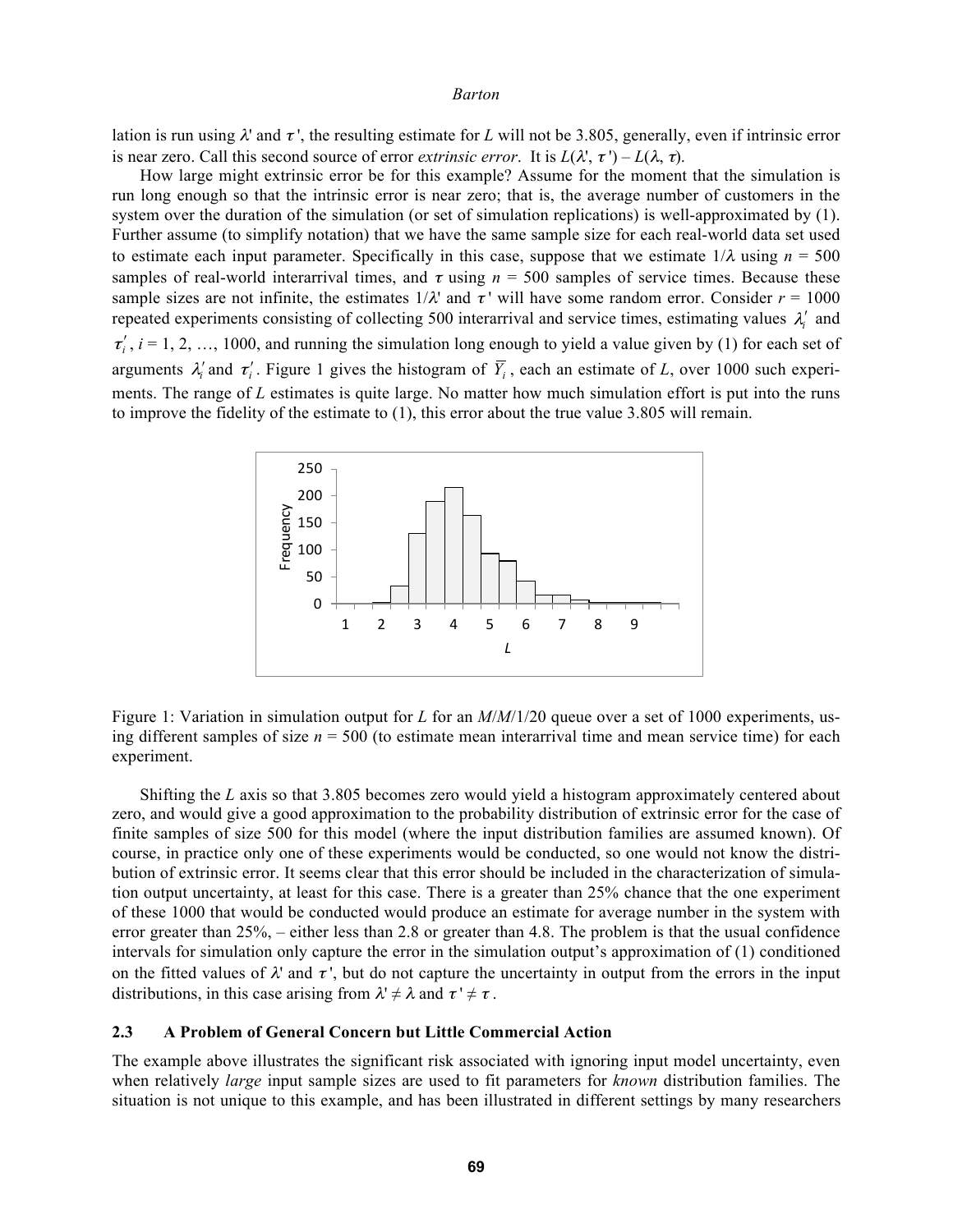lation is run using $\lambda'$ and $\tau'$, the resulting estimate for $L$ will not be 3.805, generally, even if intrinsic error is near zero. Call this second source of error *extrinsic error*. It is $L(\lambda', \tau') - L(\lambda, \tau)$.

How large might extrinsic error be for this example? Assume for the moment that the simulation is run long enough so that the intrinsic error is near zero; that is, the average number of customers in the system over the duration of the simulation (or set of simulation replications) is well-approximated by (1). Further assume (to simplify notation) that we have the same sample size for each real-world data set used to estimate each input parameter. Specifically in this case, suppose that we estimate $1/\lambda$ using $n = 500$ samples of real-world interarrival times, and $\tau$ using $n = 500$ samples of service times. Because these sample sizes are not infinite, the estimates $1/\lambda'$ and $\tau'$ will have some random error. Consider $r = 1000$ repeated experiments consisting of collecting 500 interarrival and service times, estimating values $\lambda_i'$ and $\tau_i'$, $i = 1, 2, \ldots, 1000$, and running the simulation long enough to yield a value given by (1) for each set of arguments $\lambda_i'$ and $\tau_i'$. Figure 1 gives the histogram of $\overline{Y}_i$, each an estimate of $L$, over 1000 such experiments. The range of $L$ estimates is quite large. No matter how much simulation effort is put into the runs to improve the fidelity of the estimate to (1), this error about the true value 3.805 will remain.

Figure 1: Variation in simulation output for $L$ for an $M/M/1/20$ queue over a set of 1000 experiments, using different samples of size $n = 500$ (to estimate mean interarrival time and mean service time) for each experiment.

Shifting the $L$ axis so that 3.805 becomes zero would yield a histogram approximately centered about zero, and would give a good approximation to the probability distribution of extrinsic error for the case of finite samples of size 500 for this model (where the input distribution families are assumed known). Of course, in practice only one of these experiments would be conducted, so one would not know the distribution of extrinsic error. It seems clear that this error should be included in the characterization of simulation output uncertainty, at least for this case. There is a greater than 25% chance that the one experiment of these 1000 that would be conducted would produce an estimate for average number in the system with error greater than 25%, – either less than 2.8 or greater than 4.8. The problem is that the usual confidence intervals for simulation only capture the error in the simulation output's approximation of (1) conditioned on the fitted values of $\lambda'$ and $\tau'$, but do not capture the uncertainty in output from the errors in the input distributions, in this case arising from $\lambda' \neq \lambda$ and $\tau' \neq \tau$.

### 2.3 A Problem of General Concern but Little Commercial Action

The example above illustrates the significant risk associated with ignoring input model uncertainty, even when relatively *large* input sample sizes are used to fit parameters for *known* distribution families. The situation is not unique to this example, and has been illustrated in different settings by many researchers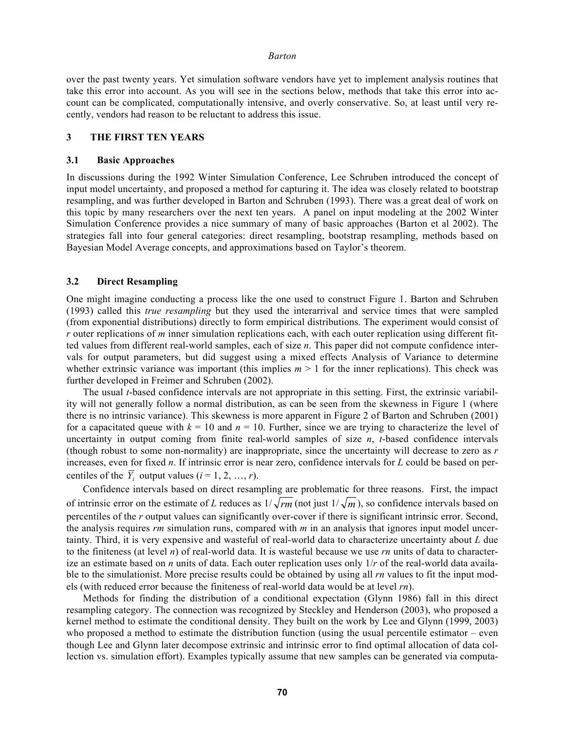over the past twenty years. Yet simulation software vendors have yet to implement analysis routines that take this error into account. As you will see in the sections below, methods that take this error into account can be complicated, computationally intensive, and overly conservative. So, at least until very recently, vendors had reason to be reluctant to address this issue.

## 3 THE FIRST TEN YEARS

### 3.1 Basic Approaches

In discussions during the 1992 Winter Simulation Conference, Lee Schruben introduced the concept of input model uncertainty, and proposed a method for capturing it. The idea was closely related to bootstrap resampling, and was further developed in Barton and Schruben (1993). There was a great deal of work on this topic by many researchers over the next ten years. A panel on input modeling at the 2002 Winter Simulation Conference provides a nice summary of many of basic approaches (Barton et al 2002). The strategies fall into four general categories: direct resampling, bootstrap resampling, methods based on Bayesian Model Average concepts, and approximations based on Taylor's theorem.

### 3.2 Direct Resampling

One might imagine conducting a process like the one used to construct Figure 1. Barton and Schruben (1993) called this *true resampling* but they used the interarrival and service times that were sampled (from exponential distributions) directly to form empirical distributions. The experiment would consist of $r$ outer replications of $m$ inner simulation replications each, with each outer replication using different fitted values from different real-world samples, each of size $n$. This paper did not compute confidence intervals for output parameters, but did suggest using a mixed effects Analysis of Variance to determine whether extrinsic variance was important (this implies $m > 1$ for the inner replications). This check was further developed in Freimer and Schruben (2002).

The usual $t$-based confidence intervals are not appropriate in this setting. First, the extrinsic variability will not generally follow a normal distribution, as can be seen from the skewness in Figure 1 (where there is no intrinsic variance). This skewness is more apparent in Figure 2 of Barton and Schruben (2001) for a capacitated queue with $k = 10$ and $n = 10$. Further, since we are trying to characterize the level of uncertainty in output coming from finite real-world samples of size $n$, $t$-based confidence intervals (though robust to some non-normality) are inappropriate, since the uncertainty will decrease to zero as $r$ increases, even for fixed $n$. If intrinsic error is near zero, confidence intervals for $L$ could be based on percentiles of the $\overline{Y}_i$ output values ($i = 1, 2, \ldots, r$).

Confidence intervals based on direct resampling are problematic for three reasons. First, the impact of intrinsic error on the estimate of $L$ reduces as $1/\sqrt{rm}$ (not just $1/\sqrt{m}$), so confidence intervals based on percentiles of the $r$ output values can significantly over-cover if there is significant intrinsic error. Second, the analysis requires $rm$ simulation runs, compared with $m$ in an analysis that ignores input model uncertainty. Third, it is very expensive and wasteful of real-world data to characterize uncertainty about $L$ due to the finiteness (at level $n$) of real-world data. It is wasteful because we use $rn$ units of data to characterize an estimate based on $n$ units of data. Each outer replication uses only $1/r$ of the real-world data available to the simulationist. More precise results could be obtained by using all $rn$ values to fit the input models (with reduced error because the finiteness of real-world data would be at level $rn$).

Methods for finding the distribution of a conditional expectation (Glynn 1986) fall in this direct resampling category. The connection was recognized by Steckley and Henderson (2003), who proposed a kernel method to estimate the conditional density. They built on the work by Lee and Glynn (1999, 2003) who proposed a method to estimate the distribution function (using the usual percentile estimator – even though Lee and Glynn later decompose extrinsic and intrinsic error to find optimal allocation of data collection vs. simulation effort). Examples typically assume that new samples can be generated via computa-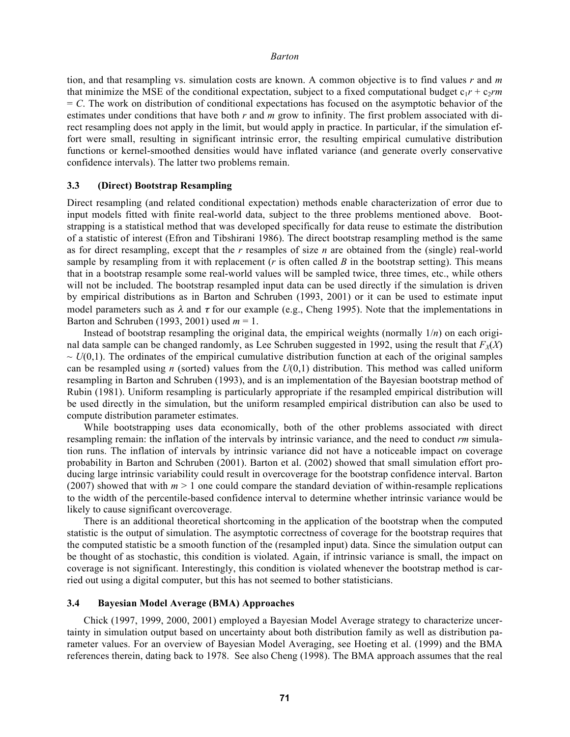tion, and that resampling vs. simulation costs are known. A common objective is to find values $r$ and $m$ that minimize the MSE of the conditional expectation, subject to a fixed computational budget $c_1r + c_2rm = C$. The work on distribution of conditional expectations has focused on the asymptotic behavior of the estimates under conditions that have both $r$ and $m$ grow to infinity. The first problem associated with direct resampling does not apply in the limit, but would apply in practice. In particular, if the simulation effort were small, resulting in significant intrinsic error, the resulting empirical cumulative distribution functions or kernel-smoothed densities would have inflated variance (and generate overly conservative confidence intervals). The latter two problems remain.

### 3.3 (Direct) Bootstrap Resampling

Direct resampling (and related conditional expectation) methods enable characterization of error due to input models fitted with finite real-world data, subject to the three problems mentioned above. Bootstrapping is a statistical method that was developed specifically for data reuse to estimate the distribution of a statistic of interest (Efron and Tibshirani 1986). The direct bootstrap resampling method is the same as for direct resampling, except that the $r$ resamples of size $n$ are obtained from the (single) real-world sample by resampling from it with replacement ($r$ is often called $B$ in the bootstrap setting). This means that in a bootstrap resample some real-world values will be sampled twice, three times, etc., while others will not be included. The bootstrap resampled input data can be used directly if the simulation is driven by empirical distributions as in Barton and Schruben (1993, 2001) or it can be used to estimate input model parameters such as $\lambda$ and $\tau$ for our example (e.g., Cheng 1995). Note that the implementations in Barton and Schruben (1993, 2001) used $m = 1$.

Instead of bootstrap resampling the original data, the empirical weights (normally $1/n$) on each original data sample can be changed randomly, as Lee Schruben suggested in 1992, using the result that $F_X(X) \sim U(0,1)$. The ordinates of the empirical cumulative distribution function at each of the original samples can be resampled using $n$ (sorted) values from the $U(0,1)$ distribution. This method was called uniform resampling in Barton and Schruben (1993), and is an implementation of the Bayesian bootstrap method of Rubin (1981). Uniform resampling is particularly appropriate if the resampled empirical distribution will be used directly in the simulation, but the uniform resampled empirical distribution can also be used to compute distribution parameter estimates.

While bootstrapping uses data economically, both of the other problems associated with direct resampling remain: the inflation of the intervals by intrinsic variance, and the need to conduct $rm$ simulation runs. The inflation of intervals by intrinsic variance did not have a noticeable impact on coverage probability in Barton and Schruben (2001). Barton et al. (2002) showed that small simulation effort producing large intrinsic variability could result in overcoverage for the bootstrap confidence interval. Barton (2007) showed that with $m > 1$ one could compare the standard deviation of within-resample replications to the width of the percentile-based confidence interval to determine whether intrinsic variance would be likely to cause significant overcoverage.

There is an additional theoretical shortcoming in the application of the bootstrap when the computed statistic is the output of simulation. The asymptotic correctness of coverage for the bootstrap requires that the computed statistic be a smooth function of the (resampled input) data. Since the simulation output can be thought of as stochastic, this condition is violated. Again, if intrinsic variance is small, the impact on coverage is not significant. Interestingly, this condition is violated whenever the bootstrap method is carried out using a digital computer, but this has not seemed to bother statisticians.

### 3.4 Bayesian Model Average (BMA) Approaches

Chick (1997, 1999, 2000, 2001) employed a Bayesian Model Average strategy to characterize uncertainty in simulation output based on uncertainty about both distribution family as well as distribution parameter values. For an overview of Bayesian Model Averaging, see Hoeting et al. (1999) and the BMA references therein, dating back to 1978. See also Cheng (1998). The BMA approach assumes that the real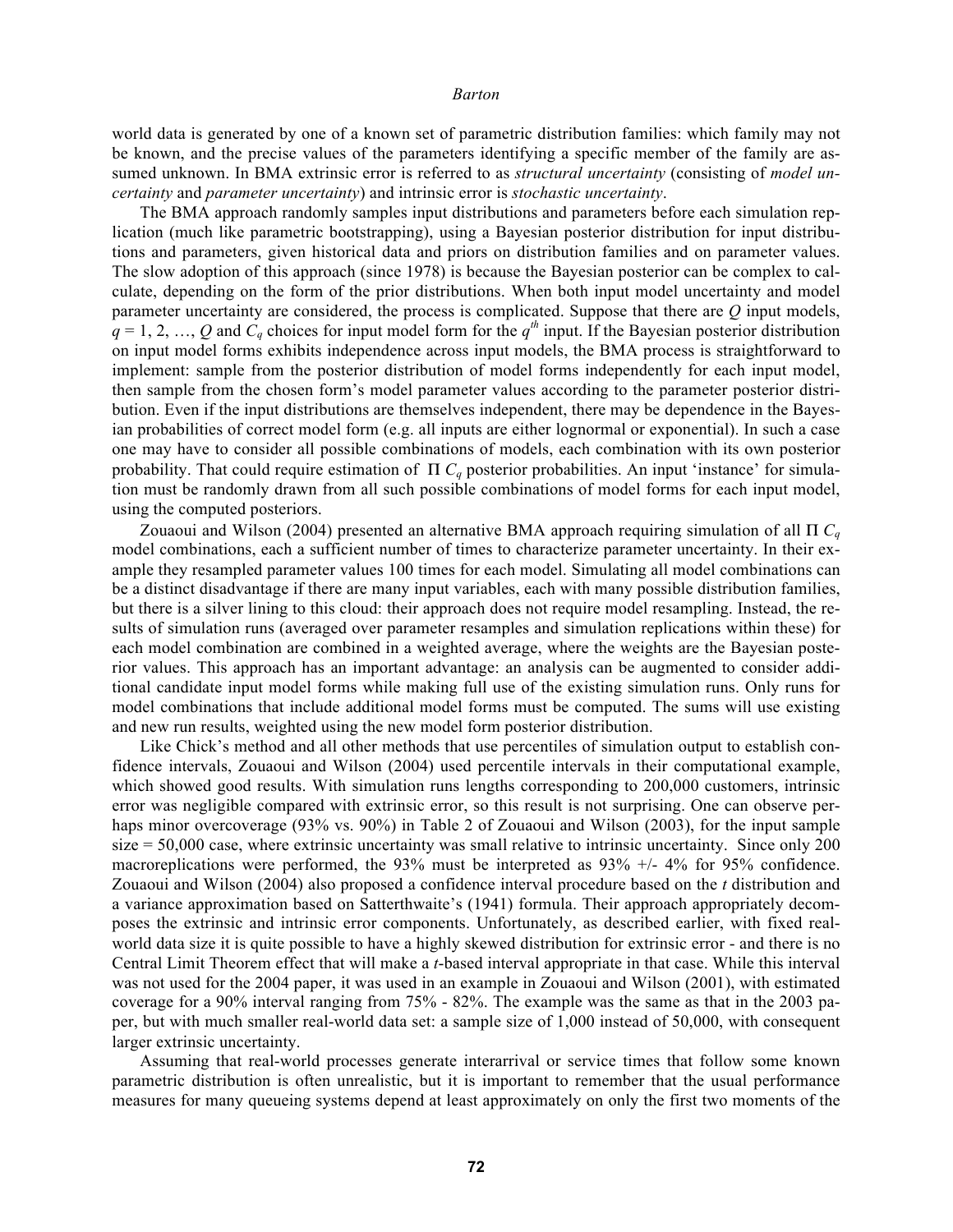world data is generated by one of a known set of parametric distribution families: which family may not be known, and the precise values of the parameters identifying a specific member of the family are assumed unknown. In BMA extrinsic error is referred to as *structural uncertainty* (consisting of *model uncertainty* and *parameter uncertainty*) and intrinsic error is *stochastic uncertainty*.

The BMA approach randomly samples input distributions and parameters before each simulation replication (much like parametric bootstrapping), using a Bayesian posterior distribution for input distributions and parameters, given historical data and priors on distribution families and on parameter values. The slow adoption of this approach (since 1978) is because the Bayesian posterior can be complex to calculate, depending on the form of the prior distributions. When both input model uncertainty and model parameter uncertainty are considered, the process is complicated. Suppose that there are $Q$ input models, $q = 1, 2, \ldots, Q$ and $C_q$ choices for input model form for the $q^{th}$ input. If the Bayesian posterior distribution on input model forms exhibits independence across input models, the BMA process is straightforward to implement: sample from the posterior distribution of model forms independently for each input model, then sample from the chosen form's model parameter values according to the parameter posterior distribution. Even if the input distributions are themselves independent, there may be dependence in the Bayesian probabilities of correct model form (e.g. all inputs are either lognormal or exponential). In such a case one may have to consider all possible combinations of models, each combination with its own posterior probability. That could require estimation of $\Pi\ C_q$ posterior probabilities. An input 'instance' for simulation must be randomly drawn from all such possible combinations of model forms for each input model, using the computed posteriors.

Zouaoui and Wilson (2004) presented an alternative BMA approach requiring simulation of all $\Pi\ C_q$ model combinations, each a sufficient number of times to characterize parameter uncertainty. In their example they resampled parameter values 100 times for each model. Simulating all model combinations can be a distinct disadvantage if there are many input variables, each with many possible distribution families, but there is a silver lining to this cloud: their approach does not require model resampling. Instead, the results of simulation runs (averaged over parameter resamples and simulation replications within these) for each model combination are combined in a weighted average, where the weights are the Bayesian posterior values. This approach has an important advantage: an analysis can be augmented to consider additional candidate input model forms while making full use of the existing simulation runs. Only runs for model combinations that include additional model forms must be computed. The sums will use existing and new run results, weighted using the new model form posterior distribution.

Like Chick's method and all other methods that use percentiles of simulation output to establish confidence intervals, Zouaoui and Wilson (2004) used percentile intervals in their computational example, which showed good results. With simulation runs lengths corresponding to 200,000 customers, intrinsic error was negligible compared with extrinsic error, so this result is not surprising. One can observe perhaps minor overcoverage (93% vs. 90%) in Table 2 of Zouaoui and Wilson (2003), for the input sample size = 50,000 case, where extrinsic uncertainty was small relative to intrinsic uncertainty. Since only 200 macroreplications were performed, the 93% must be interpreted as 93% +/- 4% for 95% confidence. Zouaoui and Wilson (2004) also proposed a confidence interval procedure based on the *t* distribution and a variance approximation based on Satterthwaite's (1941) formula. Their approach appropriately decomposes the extrinsic and intrinsic error components. Unfortunately, as described earlier, with fixed real-world data size it is quite possible to have a highly skewed distribution for extrinsic error - and there is no Central Limit Theorem effect that will make a *t*-based interval appropriate in that case. While this interval was not used for the 2004 paper, it was used in an example in Zouaoui and Wilson (2001), with estimated coverage for a 90% interval ranging from 75% - 82%. The example was the same as that in the 2003 paper, but with much smaller real-world data set: a sample size of 1,000 instead of 50,000, with consequent larger extrinsic uncertainty.

Assuming that real-world processes generate interarrival or service times that follow some known parametric distribution is often unrealistic, but it is important to remember that the usual performance measures for many queueing systems depend at least approximately on only the first two moments of the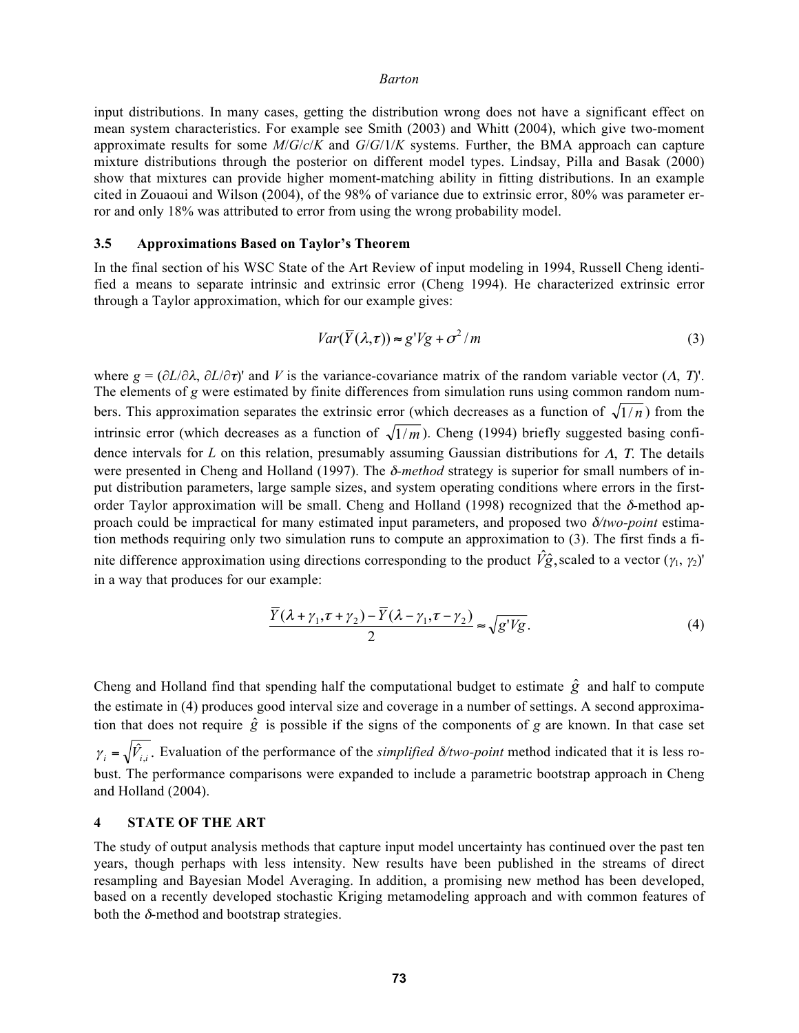input distributions. In many cases, getting the distribution wrong does not have a significant effect on mean system characteristics. For example see Smith (2003) and Whitt (2004), which give two-moment approximate results for some $M/G/c/K$ and $G/G/1/K$ systems. Further, the BMA approach can capture mixture distributions through the posterior on different model types. Lindsay, Pilla and Basak (2000) show that mixtures can provide higher moment-matching ability in fitting distributions. In an example cited in Zouaoui and Wilson (2004), of the 98% of variance due to extrinsic error, 80% was parameter error and only 18% was attributed to error from using the wrong probability model.

### 3.5 Approximations Based on Taylor's Theorem

In the final section of his WSC State of the Art Review of input modeling in 1994, Russell Cheng identified a means to separate intrinsic and extrinsic error (Cheng 1994). He characterized extrinsic error through a Taylor approximation, which for our example gives:

$$Var(\overline{Y}(\lambda,\tau)) \approx g'Vg + \sigma^2 / m \tag{3}$$

where $g = (\partial L/\partial\lambda,\ \partial L/\partial\tau)'$ and $V$ is the variance-covariance matrix of the random variable vector $(\Lambda,\ T)'$. The elements of $g$ were estimated by finite differences from simulation runs using common random numbers. This approximation separates the extrinsic error (which decreases as a function of $\sqrt{1/n}$) from the intrinsic error (which decreases as a function of $\sqrt{1/m}$). Cheng (1994) briefly suggested basing confidence intervals for $L$ on this relation, presumably assuming Gaussian distributions for $\Lambda$, $T$. The details were presented in Cheng and Holland (1997). The *δ-method* strategy is superior for small numbers of input distribution parameters, large sample sizes, and system operating conditions where errors in the first-order Taylor approximation will be small. Cheng and Holland (1998) recognized that the δ-method approach could be impractical for many estimated input parameters, and proposed two *δ/two-point* estimation methods requiring only two simulation runs to compute an approximation to (3). The first finds a finite difference approximation using directions corresponding to the product $\hat{V}\hat{g}$, scaled to a vector $(\gamma_1,\ \gamma_2)'$ in a way that produces for our example:

$$\frac{\overline{Y}(\lambda+\gamma_1,\tau+\gamma_2) - \overline{Y}(\lambda-\gamma_1,\tau-\gamma_2)}{2} \approx \sqrt{g'Vg}. \tag{4}$$

Cheng and Holland find that spending half the computational budget to estimate $\hat{g}$ and half to compute the estimate in (4) produces good interval size and coverage in a number of settings. A second approximation that does not require $\hat{g}$ is possible if the signs of the components of $g$ are known. In that case set $\gamma_i = \sqrt{\hat{V}_{i,i}}$. Evaluation of the performance of the *simplified δ/two-point* method indicated that it is less robust. The performance comparisons were expanded to include a parametric bootstrap approach in Cheng and Holland (2004).

## 4 STATE OF THE ART

The study of output analysis methods that capture input model uncertainty has continued over the past ten years, though perhaps with less intensity. New results have been published in the streams of direct resampling and Bayesian Model Averaging. In addition, a promising new method has been developed, based on a recently developed stochastic Kriging metamodeling approach and with common features of both the δ-method and bootstrap strategies.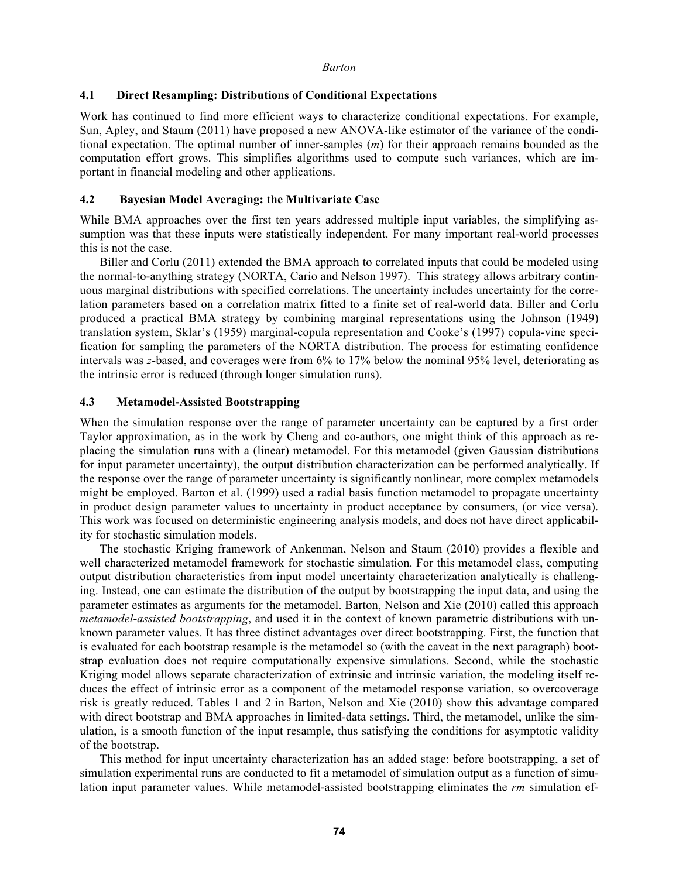### 4.1 Direct Resampling: Distributions of Conditional Expectations

Work has continued to find more efficient ways to characterize conditional expectations. For example, Sun, Apley, and Staum (2011) have proposed a new ANOVA-like estimator of the variance of the conditional expectation. The optimal number of inner-samples ($m$) for their approach remains bounded as the computation effort grows. This simplifies algorithms used to compute such variances, which are important in financial modeling and other applications.

### 4.2 Bayesian Model Averaging: the Multivariate Case

While BMA approaches over the first ten years addressed multiple input variables, the simplifying assumption was that these inputs were statistically independent. For many important real-world processes this is not the case.

Biller and Corlu (2011) extended the BMA approach to correlated inputs that could be modeled using the normal-to-anything strategy (NORTA, Cario and Nelson 1997). This strategy allows arbitrary continuous marginal distributions with specified correlations. The uncertainty includes uncertainty for the correlation parameters based on a correlation matrix fitted to a finite set of real-world data. Biller and Corlu produced a practical BMA strategy by combining marginal representations using the Johnson (1949) translation system, Sklar's (1959) marginal-copula representation and Cooke's (1997) copula-vine specification for sampling the parameters of the NORTA distribution. The process for estimating confidence intervals was $z$-based, and coverages were from 6% to 17% below the nominal 95% level, deteriorating as the intrinsic error is reduced (through longer simulation runs).

### 4.3 Metamodel-Assisted Bootstrapping

When the simulation response over the range of parameter uncertainty can be captured by a first order Taylor approximation, as in the work by Cheng and co-authors, one might think of this approach as replacing the simulation runs with a (linear) metamodel. For this metamodel (given Gaussian distributions for input parameter uncertainty), the output distribution characterization can be performed analytically. If the response over the range of parameter uncertainty is significantly nonlinear, more complex metamodels might be employed. Barton et al. (1999) used a radial basis function metamodel to propagate uncertainty in product design parameter values to uncertainty in product acceptance by consumers, (or vice versa). This work was focused on deterministic engineering analysis models, and does not have direct applicability for stochastic simulation models.

The stochastic Kriging framework of Ankenman, Nelson and Staum (2010) provides a flexible and well characterized metamodel framework for stochastic simulation. For this metamodel class, computing output distribution characteristics from input model uncertainty characterization analytically is challenging. Instead, one can estimate the distribution of the output by bootstrapping the input data, and using the parameter estimates as arguments for the metamodel. Barton, Nelson and Xie (2010) called this approach *metamodel-assisted bootstrapping*, and used it in the context of known parametric distributions with unknown parameter values. It has three distinct advantages over direct bootstrapping. First, the function that is evaluated for each bootstrap resample is the metamodel so (with the caveat in the next paragraph) bootstrap evaluation does not require computationally expensive simulations. Second, while the stochastic Kriging model allows separate characterization of extrinsic and intrinsic variation, the modeling itself reduces the effect of intrinsic error as a component of the metamodel response variation, so overcoverage risk is greatly reduced. Tables 1 and 2 in Barton, Nelson and Xie (2010) show this advantage compared with direct bootstrap and BMA approaches in limited-data settings. Third, the metamodel, unlike the simulation, is a smooth function of the input resample, thus satisfying the conditions for asymptotic validity of the bootstrap.

This method for input uncertainty characterization has an added stage: before bootstrapping, a set of simulation experimental runs are conducted to fit a metamodel of simulation output as a function of simulation input parameter values. While metamodel-assisted bootstrapping eliminates the $rm$ simulation ef-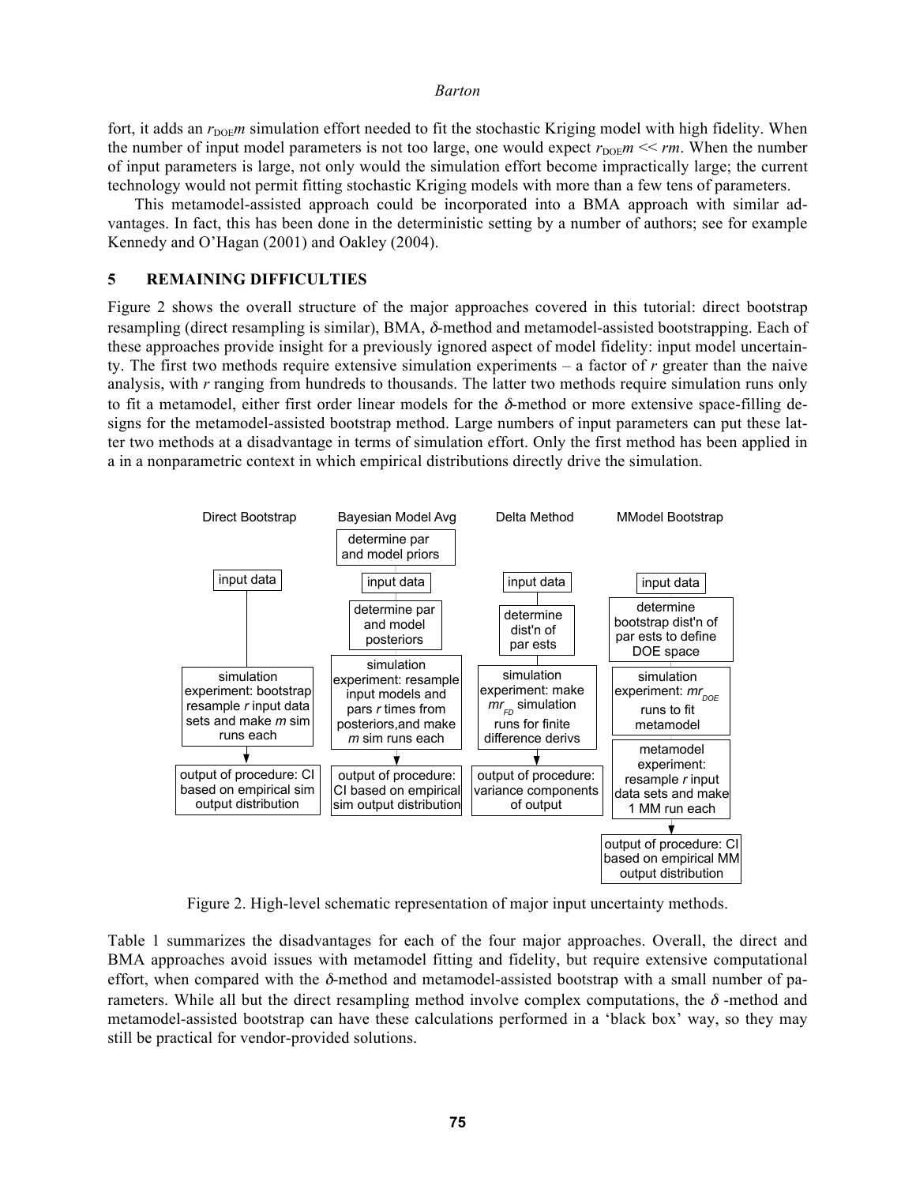fort, it adds an $r_{DOE}m$ simulation effort needed to fit the stochastic Kriging model with high fidelity. When the number of input model parameters is not too large, one would expect $r_{DOE}m << rm$. When the number of input parameters is large, not only would the simulation effort become impractically large; the current technology would not permit fitting stochastic Kriging models with more than a few tens of parameters.

This metamodel-assisted approach could be incorporated into a BMA approach with similar advantages. In fact, this has been done in the deterministic setting by a number of authors; see for example Kennedy and O'Hagan (2001) and Oakley (2004).

## 5 REMAINING DIFFICULTIES

Figure 2 shows the overall structure of the major approaches covered in this tutorial: direct bootstrap resampling (direct resampling is similar), BMA, $\delta$-method and metamodel-assisted bootstrapping. Each of these approaches provide insight for a previously ignored aspect of model fidelity: input model uncertainty. The first two methods require extensive simulation experiments – a factor of $r$ greater than the naive analysis, with $r$ ranging from hundreds to thousands. The latter two methods require simulation runs only to fit a metamodel, either first order linear models for the $\delta$-method or more extensive space-filling designs for the metamodel-assisted bootstrap method. Large numbers of input parameters can put these latter two methods at a disadvantage in terms of simulation effort. Only the first method has been applied in a in a nonparametric context in which empirical distributions directly drive the simulation.

Direct Bootstrap: input data → simulation experiment: bootstrap resample $r$ input data sets and make $m$ sim runs each → output of procedure: CI based on empirical sim output distribution

Bayesian Model Avg: determine par and model priors; input data → determine par and model posteriors → simulation experiment: resample input models and pars $r$ times from posteriors, and make $m$ sim runs each → output of procedure: CI based on empirical sim output distribution

Delta Method: input data → determine dist'n of par ests → simulation experiment: make $mr_{FD}$ simulation runs for finite difference derivs → output of procedure: variance components of output

MModel Bootstrap: input data → determine bootstrap dist'n of par ests to define DOE space → simulation experiment: $mr_{DOE}$ runs to fit metamodel → metamodel experiment: resample $r$ input data sets and make 1 MM run each → output of procedure: CI based on empirical MM output distribution

Figure 2. High-level schematic representation of major input uncertainty methods.

Table 1 summarizes the disadvantages for each of the four major approaches. Overall, the direct and BMA approaches avoid issues with metamodel fitting and fidelity, but require extensive computational effort, when compared with the $\delta$-method and metamodel-assisted bootstrap with a small number of parameters. While all but the direct resampling method involve complex computations, the $\delta$-method and metamodel-assisted bootstrap can have these calculations performed in a 'black box' way, so they may still be practical for vendor-provided solutions.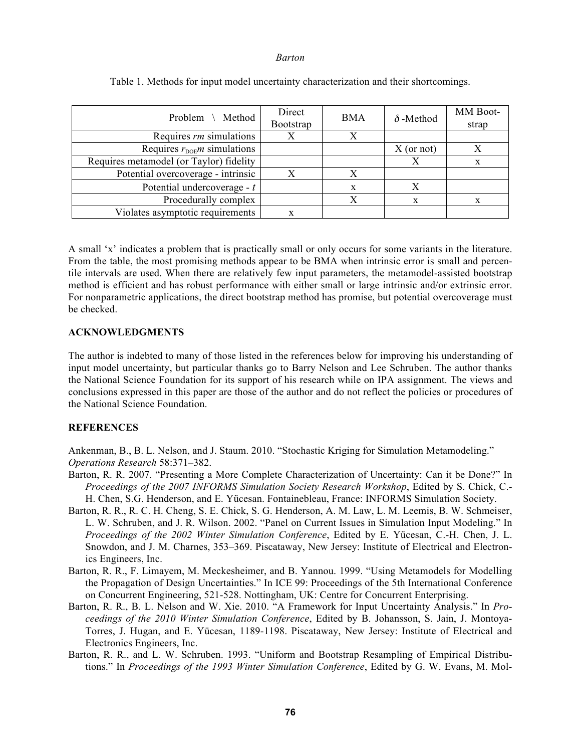Table 1. Methods for input model uncertainty characterization and their shortcomings.

| Problem \ Method | Direct Bootstrap | BMA | $\delta$-Method | MM Bootstrap |
|---|---|---|---|---|
| Requires *rm* simulations | X | X | | |
| Requires $r_{DOE}m$ simulations | | | X (or not) | X |
| Requires metamodel (or Taylor) fidelity | | | X | x |
| Potential overcoverage - intrinsic | X | X | | |
| Potential undercoverage - *t* | | x | X | |
| Procedurally complex | | X | x | x |
| Violates asymptotic requirements | x | | | |

A small 'x' indicates a problem that is practically small or only occurs for some variants in the literature. From the table, the most promising methods appear to be BMA when intrinsic error is small and percentile intervals are used. When there are relatively few input parameters, the metamodel-assisted bootstrap method is efficient and has robust performance with either small or large intrinsic and/or extrinsic error. For nonparametric applications, the direct bootstrap method has promise, but potential overcoverage must be checked.

## ACKNOWLEDGMENTS

The author is indebted to many of those listed in the references below for improving his understanding of input model uncertainty, but particular thanks go to Barry Nelson and Lee Schruben. The author thanks the National Science Foundation for its support of his research while on IPA assignment. The views and conclusions expressed in this paper are those of the author and do not reflect the policies or procedures of the National Science Foundation.

## REFERENCES

Ankenman, B., B. L. Nelson, and J. Staum. 2010. "Stochastic Kriging for Simulation Metamodeling." *Operations Research* 58:371–382.

Barton, R. R. 2007. "Presenting a More Complete Characterization of Uncertainty: Can it be Done?" In *Proceedings of the 2007 INFORMS Simulation Society Research Workshop*, Edited by S. Chick, C.-H. Chen, S.G. Henderson, and E. Yücesan. Fontainebleau, France: INFORMS Simulation Society.

Barton, R. R., R. C. H. Cheng, S. E. Chick, S. G. Henderson, A. M. Law, L. M. Leemis, B. W. Schmeiser, L. W. Schruben, and J. R. Wilson. 2002. "Panel on Current Issues in Simulation Input Modeling." In *Proceedings of the 2002 Winter Simulation Conference*, Edited by E. Yücesan, C.-H. Chen, J. L. Snowdon, and J. M. Charnes, 353–369. Piscataway, New Jersey: Institute of Electrical and Electronics Engineers, Inc.

Barton, R. R., F. Limayem, M. Meckesheimer, and B. Yannou. 1999. "Using Metamodels for Modelling the Propagation of Design Uncertainties." In ICE 99: Proceedings of the 5th International Conference on Concurrent Engineering, 521-528. Nottingham, UK: Centre for Concurrent Enterprising.

Barton, R. R., B. L. Nelson and W. Xie. 2010. "A Framework for Input Uncertainty Analysis." In *Proceedings of the 2010 Winter Simulation Conference*, Edited by B. Johansson, S. Jain, J. Montoya-Torres, J. Hugan, and E. Yücesan, 1189-1198. Piscataway, New Jersey: Institute of Electrical and Electronics Engineers, Inc.

Barton, R. R., and L. W. Schruben. 1993. "Uniform and Bootstrap Resampling of Empirical Distributions." In *Proceedings of the 1993 Winter Simulation Conference*, Edited by G. W. Evans, M. Mol-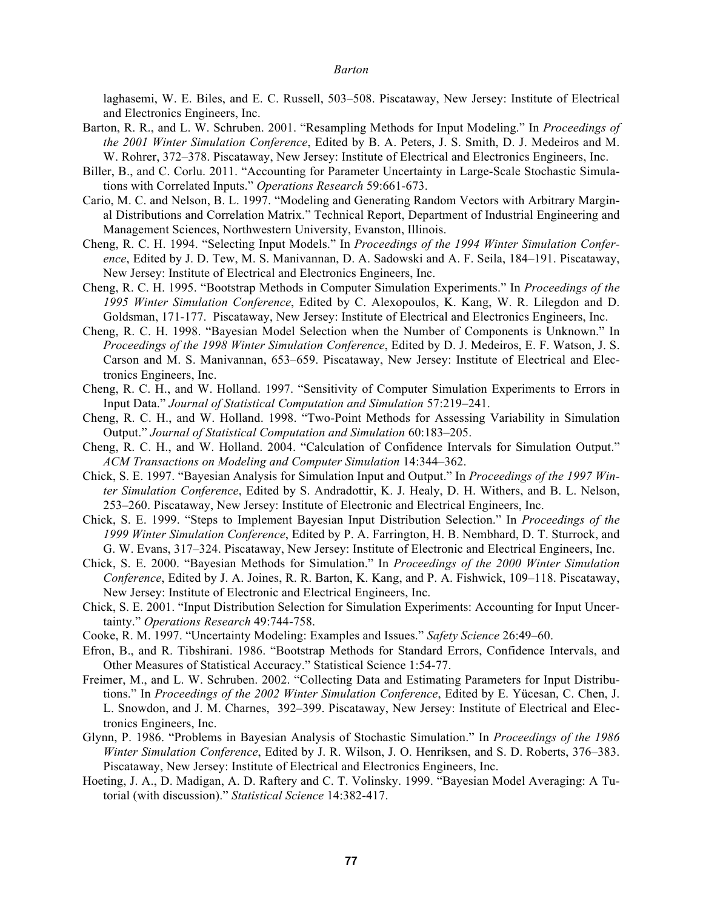laghasemi, W. E. Biles, and E. C. Russell, 503–508. Piscataway, New Jersey: Institute of Electrical and Electronics Engineers, Inc.

Barton, R. R., and L. W. Schruben. 2001. "Resampling Methods for Input Modeling." In *Proceedings of the 2001 Winter Simulation Conference*, Edited by B. A. Peters, J. S. Smith, D. J. Medeiros and M. W. Rohrer, 372–378. Piscataway, New Jersey: Institute of Electrical and Electronics Engineers, Inc.

Biller, B., and C. Corlu. 2011. "Accounting for Parameter Uncertainty in Large-Scale Stochastic Simulations with Correlated Inputs." *Operations Research* 59:661-673.

Cario, M. C. and Nelson, B. L. 1997. "Modeling and Generating Random Vectors with Arbitrary Marginal Distributions and Correlation Matrix." Technical Report, Department of Industrial Engineering and Management Sciences, Northwestern University, Evanston, Illinois.

Cheng, R. C. H. 1994. "Selecting Input Models." In *Proceedings of the 1994 Winter Simulation Conference*, Edited by J. D. Tew, M. S. Manivannan, D. A. Sadowski and A. F. Seila, 184–191. Piscataway, New Jersey: Institute of Electrical and Electronics Engineers, Inc.

Cheng, R. C. H. 1995. "Bootstrap Methods in Computer Simulation Experiments." In *Proceedings of the 1995 Winter Simulation Conference*, Edited by C. Alexopoulos, K. Kang, W. R. Lilegdon and D. Goldsman, 171-177. Piscataway, New Jersey: Institute of Electrical and Electronics Engineers, Inc.

Cheng, R. C. H. 1998. "Bayesian Model Selection when the Number of Components is Unknown." In *Proceedings of the 1998 Winter Simulation Conference*, Edited by D. J. Medeiros, E. F. Watson, J. S. Carson and M. S. Manivannan, 653–659. Piscataway, New Jersey: Institute of Electrical and Electronics Engineers, Inc.

Cheng, R. C. H., and W. Holland. 1997. "Sensitivity of Computer Simulation Experiments to Errors in Input Data." *Journal of Statistical Computation and Simulation* 57:219–241.

Cheng, R. C. H., and W. Holland. 1998. "Two-Point Methods for Assessing Variability in Simulation Output." *Journal of Statistical Computation and Simulation* 60:183–205.

Cheng, R. C. H., and W. Holland. 2004. "Calculation of Confidence Intervals for Simulation Output." *ACM Transactions on Modeling and Computer Simulation* 14:344–362.

Chick, S. E. 1997. "Bayesian Analysis for Simulation Input and Output." In *Proceedings of the 1997 Winter Simulation Conference*, Edited by S. Andradottir, K. J. Healy, D. H. Withers, and B. L. Nelson, 253–260. Piscataway, New Jersey: Institute of Electronic and Electrical Engineers, Inc.

Chick, S. E. 1999. "Steps to Implement Bayesian Input Distribution Selection." In *Proceedings of the 1999 Winter Simulation Conference*, Edited by P. A. Farrington, H. B. Nembhard, D. T. Sturrock, and G. W. Evans, 317–324. Piscataway, New Jersey: Institute of Electronic and Electrical Engineers, Inc.

Chick, S. E. 2000. "Bayesian Methods for Simulation." In *Proceedings of the 2000 Winter Simulation Conference*, Edited by J. A. Joines, R. R. Barton, K. Kang, and P. A. Fishwick, 109–118. Piscataway, New Jersey: Institute of Electronic and Electrical Engineers, Inc.

Chick, S. E. 2001. "Input Distribution Selection for Simulation Experiments: Accounting for Input Uncertainty." *Operations Research* 49:744-758.

Cooke, R. M. 1997. "Uncertainty Modeling: Examples and Issues." *Safety Science* 26:49–60.

Efron, B., and R. Tibshirani. 1986. "Bootstrap Methods for Standard Errors, Confidence Intervals, and Other Measures of Statistical Accuracy." Statistical Science 1:54-77.

Freimer, M., and L. W. Schruben. 2002. "Collecting Data and Estimating Parameters for Input Distributions." In *Proceedings of the 2002 Winter Simulation Conference*, Edited by E. Yücesan, C. Chen, J. L. Snowdon, and J. M. Charnes, 392–399. Piscataway, New Jersey: Institute of Electrical and Electronics Engineers, Inc.

Glynn, P. 1986. "Problems in Bayesian Analysis of Stochastic Simulation." In *Proceedings of the 1986 Winter Simulation Conference*, Edited by J. R. Wilson, J. O. Henriksen, and S. D. Roberts, 376–383. Piscataway, New Jersey: Institute of Electrical and Electronics Engineers, Inc.

Hoeting, J. A., D. Madigan, A. D. Raftery and C. T. Volinsky. 1999. "Bayesian Model Averaging: A Tutorial (with discussion)." *Statistical Science* 14:382-417.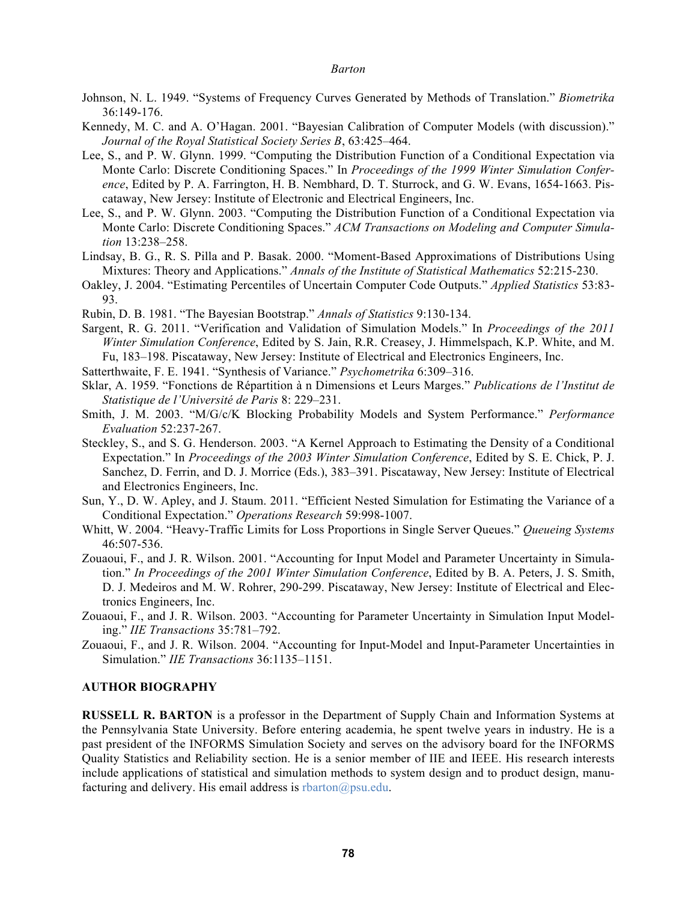Johnson, N. L. 1949. "Systems of Frequency Curves Generated by Methods of Translation." *Biometrika* 36:149-176.

Kennedy, M. C. and A. O'Hagan. 2001. "Bayesian Calibration of Computer Models (with discussion)." *Journal of the Royal Statistical Society Series B*, 63:425–464.

Lee, S., and P. W. Glynn. 1999. "Computing the Distribution Function of a Conditional Expectation via Monte Carlo: Discrete Conditioning Spaces." In *Proceedings of the 1999 Winter Simulation Conference*, Edited by P. A. Farrington, H. B. Nembhard, D. T. Sturrock, and G. W. Evans, 1654-1663. Piscataway, New Jersey: Institute of Electronic and Electrical Engineers, Inc.

Lee, S., and P. W. Glynn. 2003. "Computing the Distribution Function of a Conditional Expectation via Monte Carlo: Discrete Conditioning Spaces." *ACM Transactions on Modeling and Computer Simulation* 13:238–258.

Lindsay, B. G., R. S. Pilla and P. Basak. 2000. "Moment-Based Approximations of Distributions Using Mixtures: Theory and Applications." *Annals of the Institute of Statistical Mathematics* 52:215-230.

Oakley, J. 2004. "Estimating Percentiles of Uncertain Computer Code Outputs." *Applied Statistics* 53:83-93.

Rubin, D. B. 1981. "The Bayesian Bootstrap." *Annals of Statistics* 9:130-134.

Sargent, R. G. 2011. "Verification and Validation of Simulation Models." In *Proceedings of the 2011 Winter Simulation Conference*, Edited by S. Jain, R.R. Creasey, J. Himmelspach, K.P. White, and M. Fu, 183–198. Piscataway, New Jersey: Institute of Electrical and Electronics Engineers, Inc.

Satterthwaite, F. E. 1941. "Synthesis of Variance." *Psychometrika* 6:309–316.

Sklar, A. 1959. "Fonctions de Répartition à n Dimensions et Leurs Marges." *Publications de l'Institut de Statistique de l'Université de Paris* 8: 229–231.

Smith, J. M. 2003. "M/G/c/K Blocking Probability Models and System Performance." *Performance Evaluation* 52:237-267.

Steckley, S., and S. G. Henderson. 2003. "A Kernel Approach to Estimating the Density of a Conditional Expectation." In *Proceedings of the 2003 Winter Simulation Conference*, Edited by S. E. Chick, P. J. Sanchez, D. Ferrin, and D. J. Morrice (Eds.), 383–391. Piscataway, New Jersey: Institute of Electrical and Electronics Engineers, Inc.

Sun, Y., D. W. Apley, and J. Staum. 2011. "Efficient Nested Simulation for Estimating the Variance of a Conditional Expectation." *Operations Research* 59:998-1007.

Whitt, W. 2004. "Heavy-Traffic Limits for Loss Proportions in Single Server Queues." *Queueing Systems* 46:507-536.

Zouaoui, F., and J. R. Wilson. 2001. "Accounting for Input Model and Parameter Uncertainty in Simulation." *In Proceedings of the 2001 Winter Simulation Conference*, Edited by B. A. Peters, J. S. Smith, D. J. Medeiros and M. W. Rohrer, 290-299. Piscataway, New Jersey: Institute of Electrical and Electronics Engineers, Inc.

Zouaoui, F., and J. R. Wilson. 2003. "Accounting for Parameter Uncertainty in Simulation Input Modeling." *IIE Transactions* 35:781–792.

Zouaoui, F., and J. R. Wilson. 2004. "Accounting for Input-Model and Input-Parameter Uncertainties in Simulation." *IIE Transactions* 36:1135–1151.

## AUTHOR BIOGRAPHY

**RUSSELL R. BARTON** is a professor in the Department of Supply Chain and Information Systems at the Pennsylvania State University. Before entering academia, he spent twelve years in industry. He is a past president of the INFORMS Simulation Society and serves on the advisory board for the INFORMS Quality Statistics and Reliability section. He is a senior member of IIE and IEEE. His research interests include applications of statistical and simulation methods to system design and to product design, manufacturing and delivery. His email address is rbarton@psu.edu.